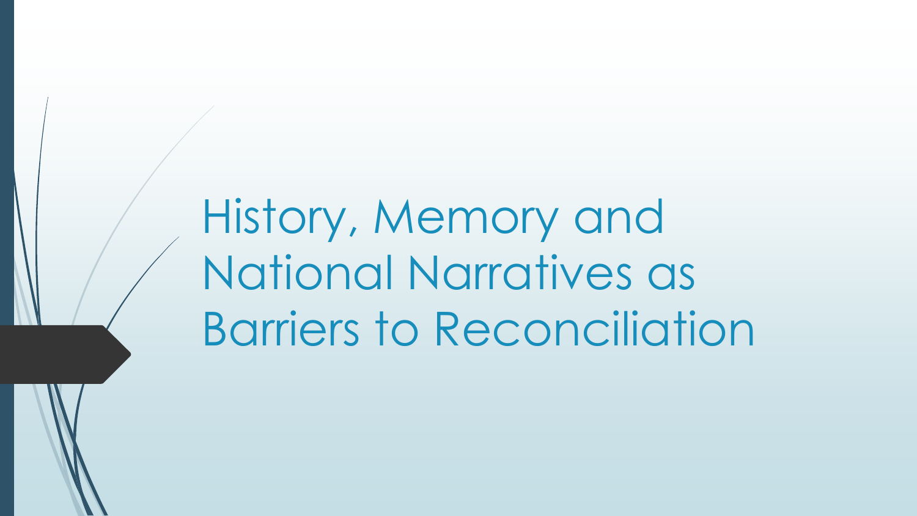# History, Memory and National Narratives as Barriers to Reconciliation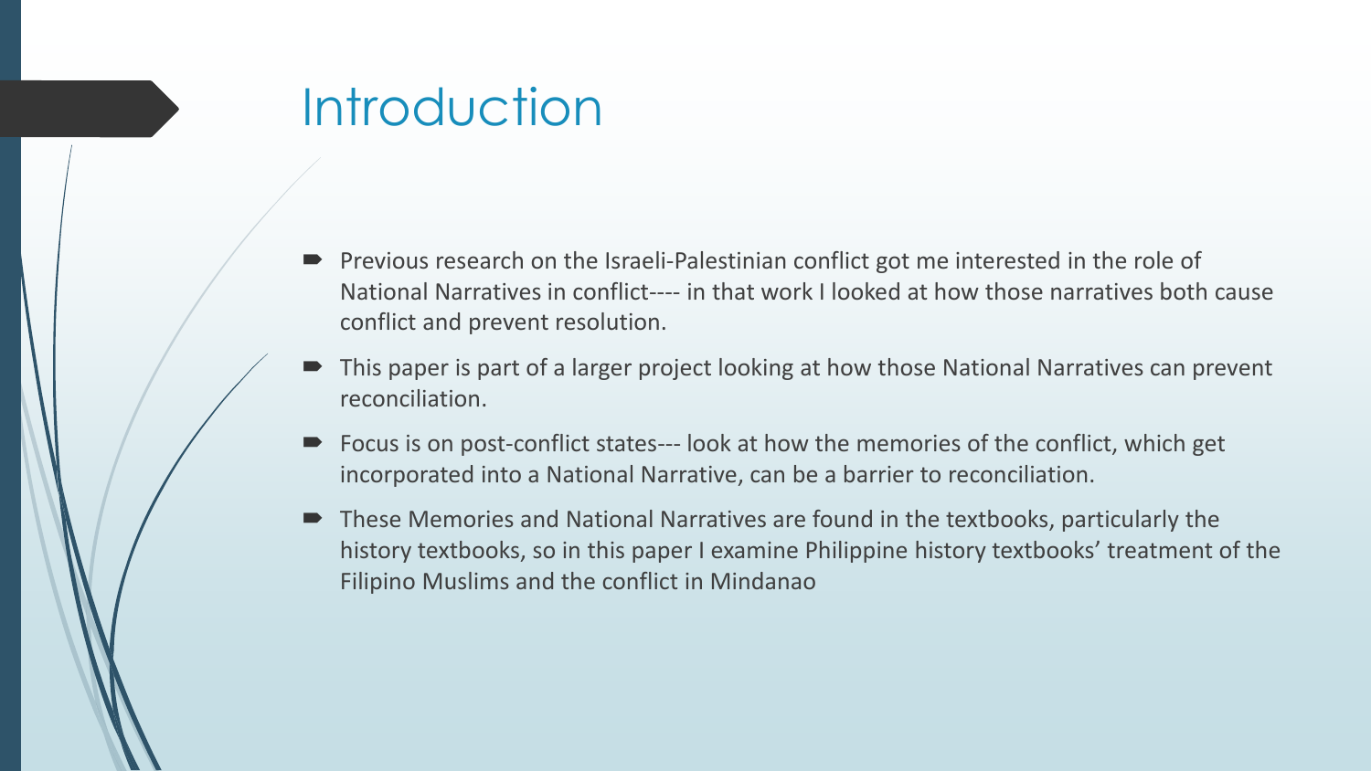# Introduction

- Previous research on the Israeli-Palestinian conflict got me interested in the role of National Narratives in conflict---- in that work I looked at how those narratives both cause conflict and prevent resolution.
- This paper is part of a larger project looking at how those National Narratives can prevent reconciliation.
- Focus is on post-conflict states--- look at how the memories of the conflict, which get incorporated into a National Narrative, can be a barrier to reconciliation.
- These Memories and National Narratives are found in the textbooks, particularly the history textbooks, so in this paper I examine Philippine history textbooks' treatment of the Filipino Muslims and the conflict in Mindanao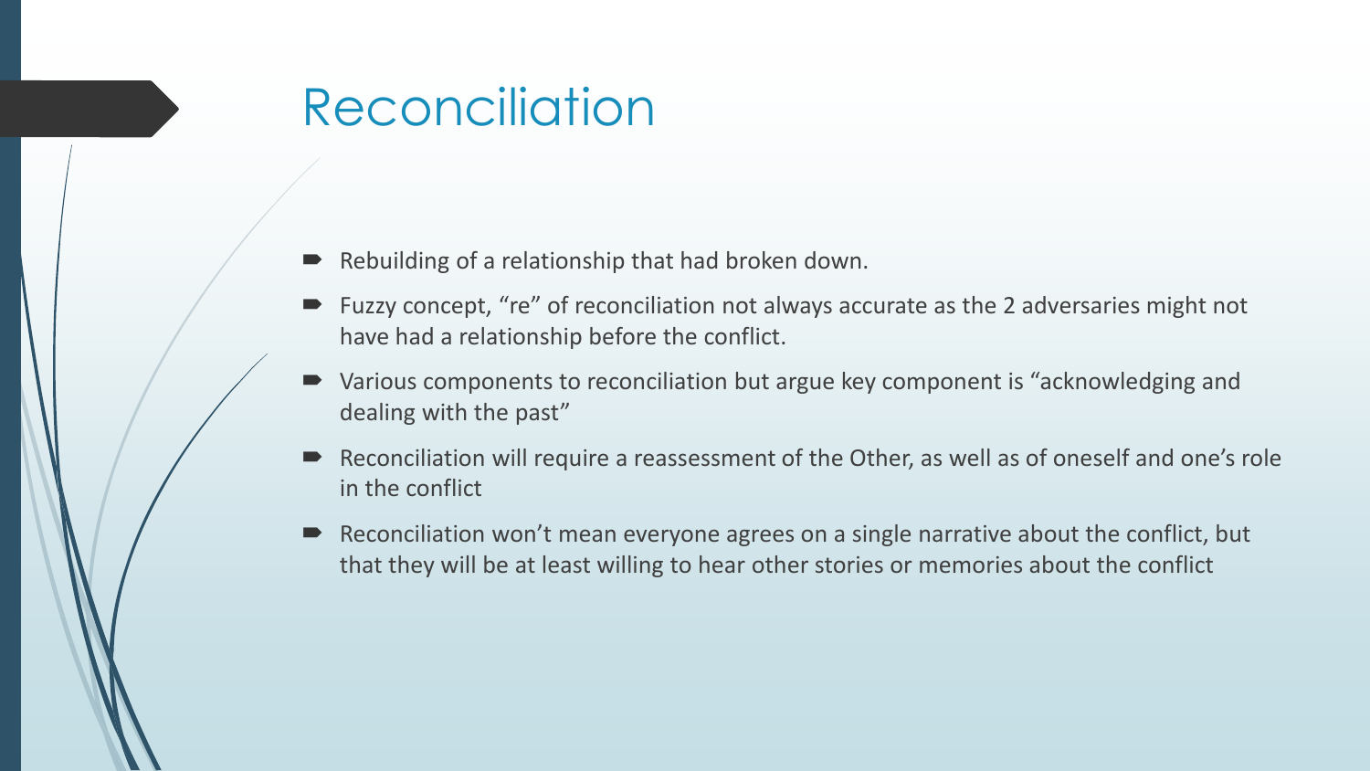# Reconciliation

- Rebuilding of a relationship that had broken down.
- Fuzzy concept, "re" of reconciliation not always accurate as the 2 adversaries might not have had a relationship before the conflict.
- Various components to reconciliation but argue key component is "acknowledging and dealing with the past"
- Reconciliation will require a reassessment of the Other, as well as of oneself and one's role in the conflict
- Reconciliation won't mean everyone agrees on a single narrative about the conflict, but that they will be at least willing to hear other stories or memories about the conflict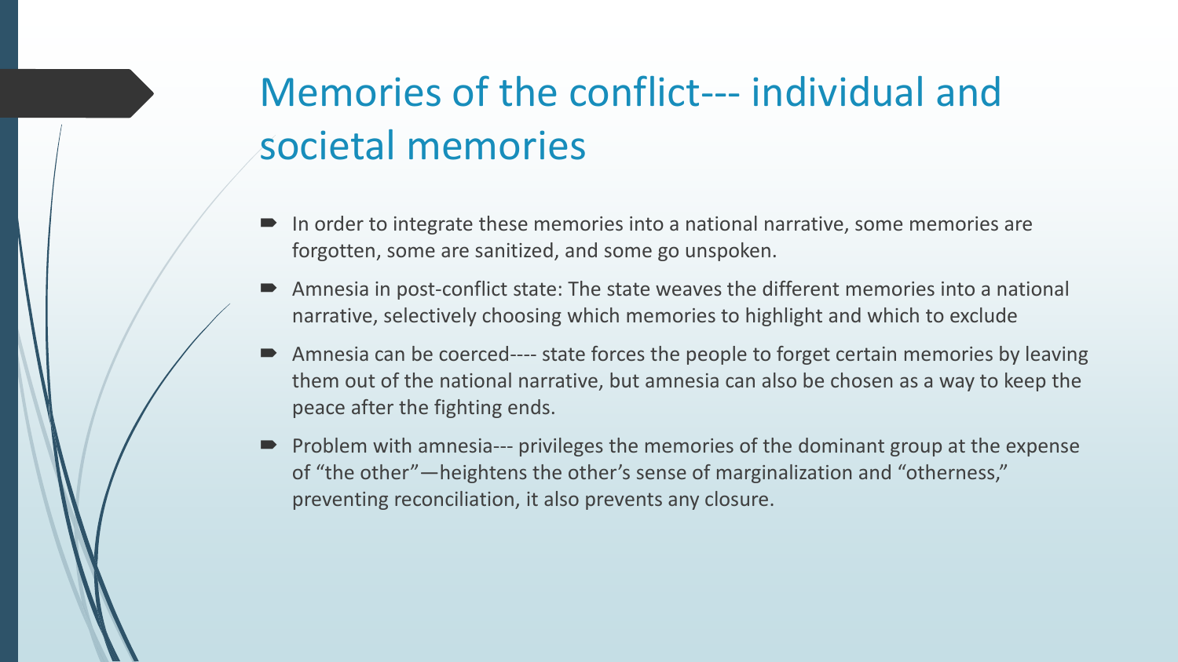# Memories of the conflict--- individual and societal memories

- In order to integrate these memories into a national narrative, some memories are forgotten, some are sanitized, and some go unspoken.
- Amnesia in post-conflict state: The state weaves the different memories into a national narrative, selectively choosing which memories to highlight and which to exclude
- Amnesia can be coerced---- state forces the people to forget certain memories by leaving them out of the national narrative, but amnesia can also be chosen as a way to keep the peace after the fighting ends.
- Problem with amnesia--- privileges the memories of the dominant group at the expense of “the other”—heightens the other’s sense of marginalization and “otherness,” preventing reconciliation, it also prevents any closure.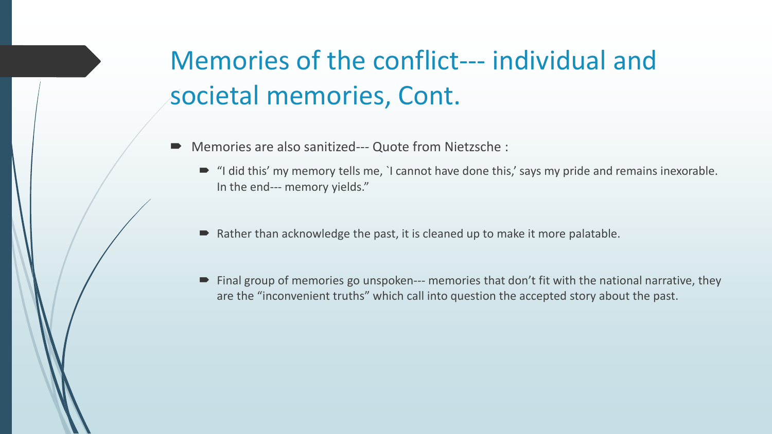# Memories of the conflict--- individual and societal memories, Cont.

- Memories are also sanitized--- Quote from Nietzsche :
  - "I did this' my memory tells me, `I cannot have done this,' says my pride and remains inexorable. In the end--- memory yields."
  - Rather than acknowledge the past, it is cleaned up to make it more palatable.
  - Final group of memories go unspoken--- memories that don't fit with the national narrative, they are the "inconvenient truths" which call into question the accepted story about the past.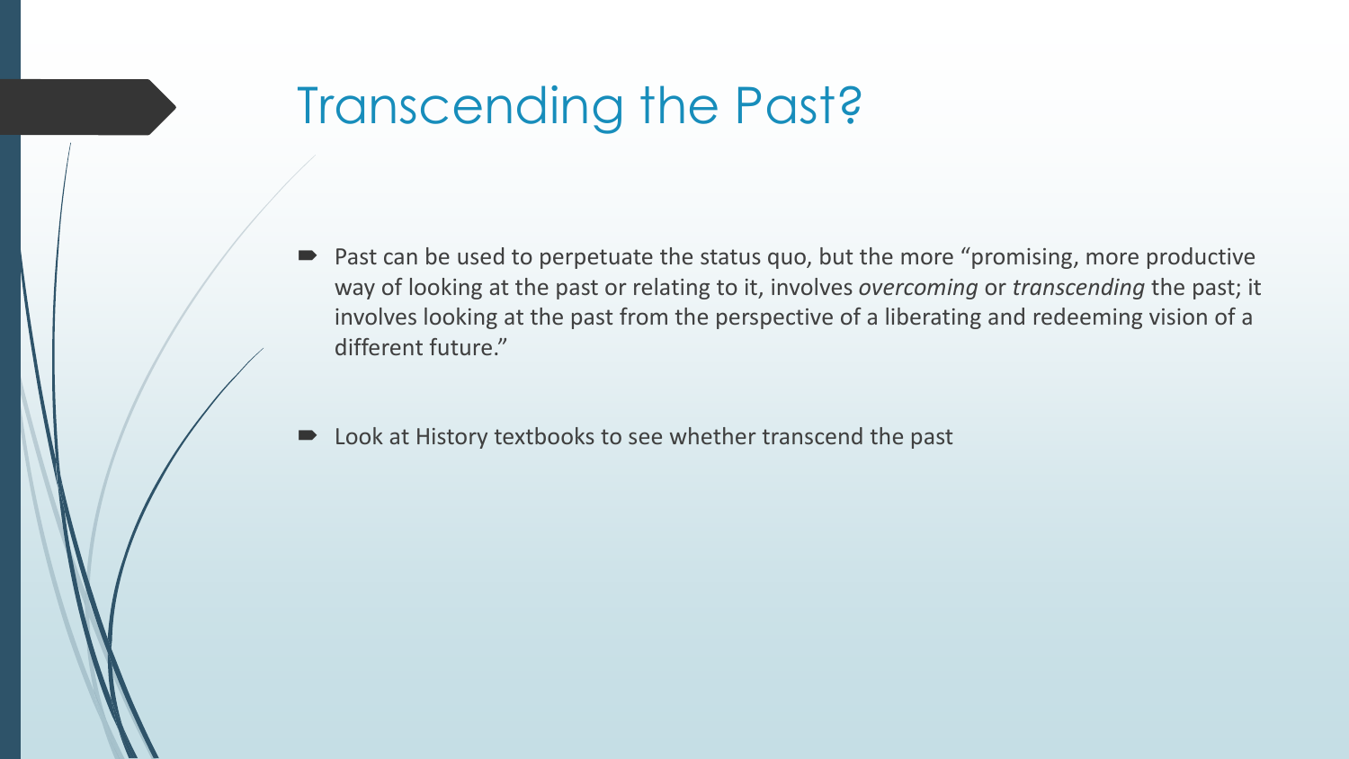# Transcending the Past?

- Past can be used to perpetuate the status quo, but the more "promising, more productive way of looking at the past or relating to it, involves *overcoming* or *transcending* the past; it involves looking at the past from the perspective of a liberating and redeeming vision of a different future."

- Look at History textbooks to see whether transcend the past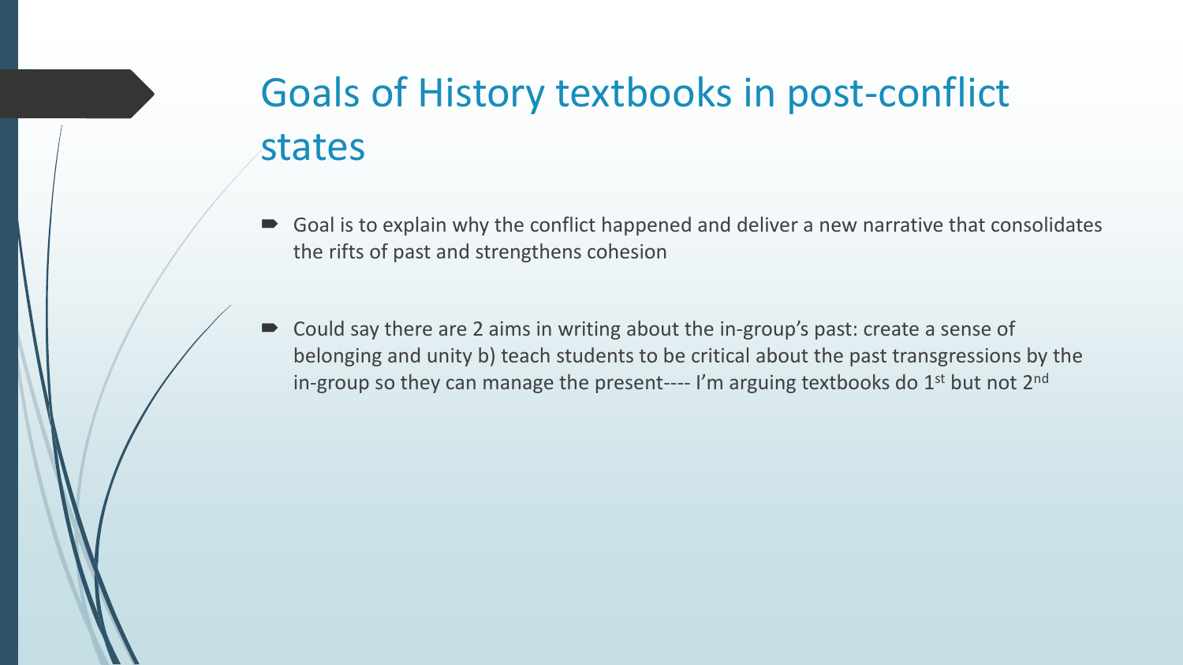# Goals of History textbooks in post-conflict states

- Goal is to explain why the conflict happened and deliver a new narrative that consolidates the rifts of past and strengthens cohesion
- Could say there are 2 aims in writing about the in-group's past: create a sense of belonging and unity b) teach students to be critical about the past transgressions by the in-group so they can manage the present---- I'm arguing textbooks do 1st but not 2nd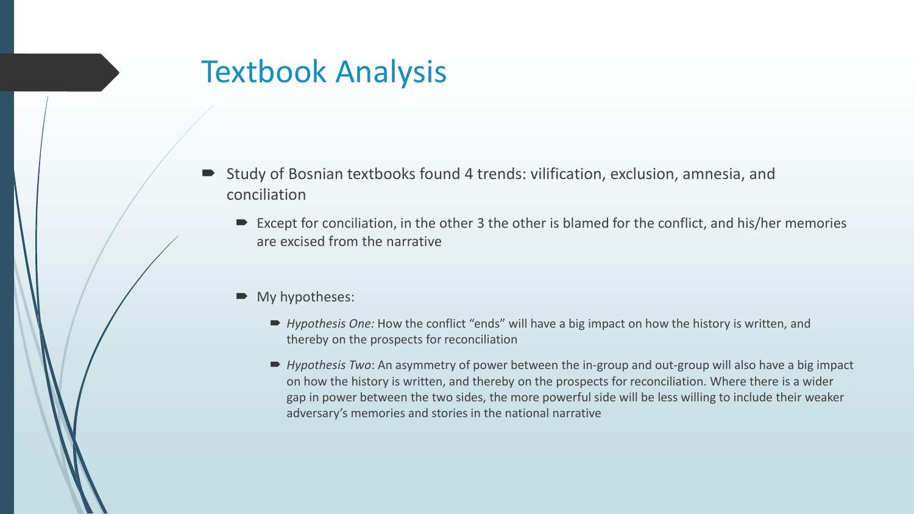# Textbook Analysis

- Study of Bosnian textbooks found 4 trends: vilification, exclusion, amnesia, and conciliation
  - Except for conciliation, in the other 3 the other is blamed for the conflict, and his/her memories are excised from the narrative
  - My hypotheses:
    - *Hypothesis One:* How the conflict "ends" will have a big impact on how the history is written, and thereby on the prospects for reconciliation
    - *Hypothesis Two*: An asymmetry of power between the in-group and out-group will also have a big impact on how the history is written, and thereby on the prospects for reconciliation. Where there is a wider gap in power between the two sides, the more powerful side will be less willing to include their weaker adversary's memories and stories in the national narrative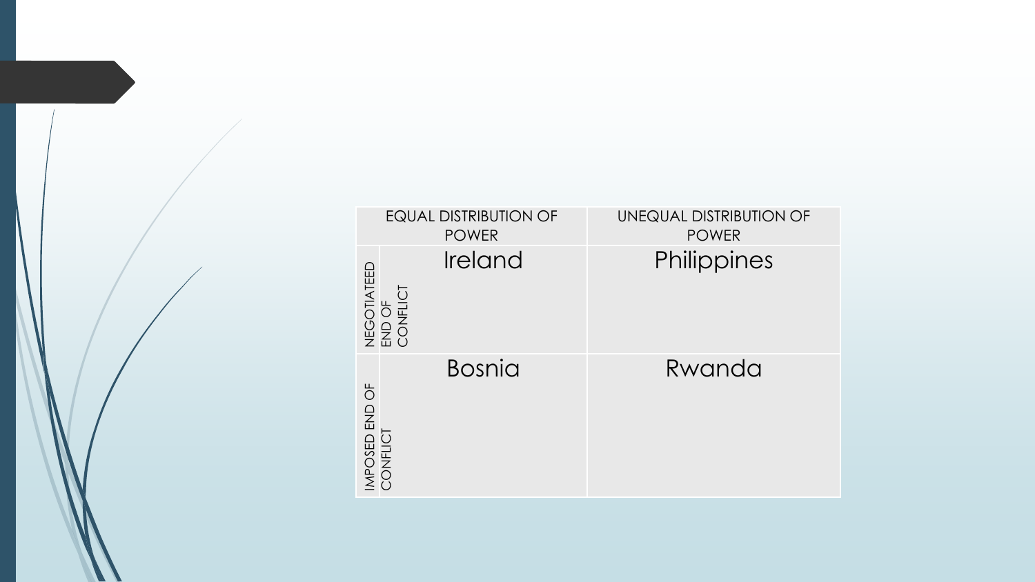| | EQUAL DISTRIBUTION OF POWER | UNEQUAL DISTRIBUTION OF POWER |
|---|---|---|
| NEGOTIATEED END OF CONFLICT | Ireland | Philippines |
| IMPOSED END OF CONFLICT | Bosnia | Rwanda |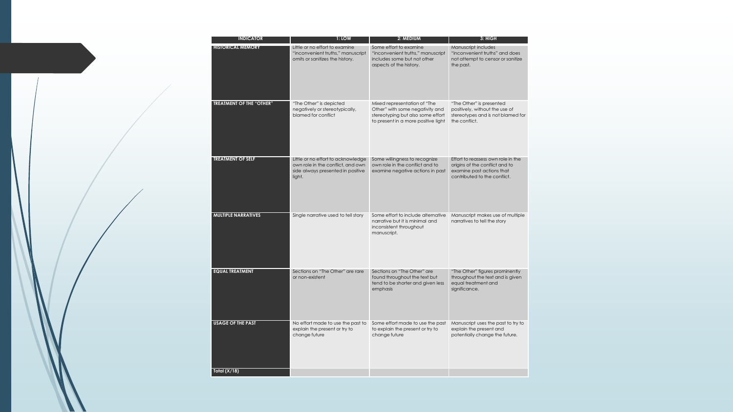| INDICATOR | 1: LOW | 2: MEDIUM | 3: HIGH |
|---|---|---|---|
| HISTORICAL MEMORY | Little or no effort to examine "inconvenient truths," manuscript omits or sanitizes the history. | Some effort to examine "inconvenient truths," manuscript includes some but not other aspects of the history. | Manuscript includes "inconvenient truths" and does not attempt to censor or sanitize the past. |
| TREATMENT OF THE "OTHER" | "The Other" is depicted negatively or stereotypically, blamed for conflict | Mixed representation of "The Other" with some negativity and stereotyping but also some effort to present in a more positive light | "The Other" is presented positively, without the use of stereotypes and is not blamed for the conflict. |
| TREATMENT OF SELF | Little or no effort to acknowledge own role in the conflict, and own side always presented in positive light. | Some willingness to recognize own role in the conflict and to examine negative actions in past | Effort to reassess own role in the origins of the conflict and to examine past actions that contributed to the conflict. |
| MULTIPLE NARRATIVES | Single narrative used to tell story | Some effort to include alternative narrative but it is minimal and inconsistent throughout manuscript. | Manuscript makes use of multiple narratives to tell the story |
| EQUAL TREATMENT | Sections on "The Other" are rare or non-existent | Sections on "The Other" are found throughout the text but tend to be shorter and given less emphasis | "The Other" figures prominently throughout the text and is given equal treatment and significance. |
| USAGE OF THE PAST | No effort made to use the past to explain the present or try to change future | Some effort made to use the past to explain the present or try to change future | Manuscript uses the past to try to explain the present and potentially change the future. |
| Total (X/18) | | | |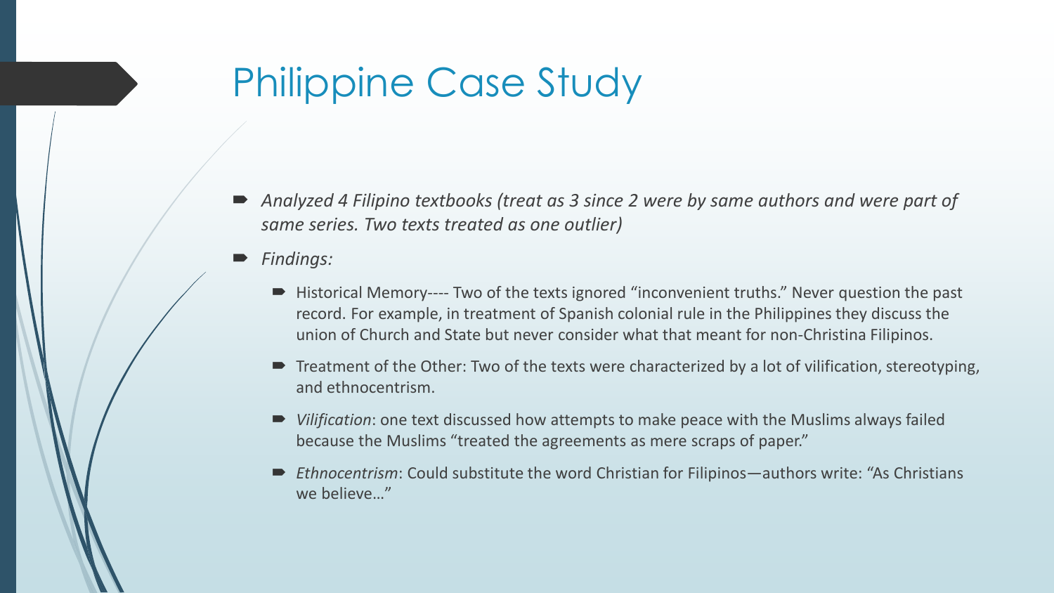# Philippine Case Study

- *Analyzed 4 Filipino textbooks (treat as 3 since 2 were by same authors and were part of same series. Two texts treated as one outlier)*
- *Findings:*
  - Historical Memory---- Two of the texts ignored "inconvenient truths." Never question the past record. For example, in treatment of Spanish colonial rule in the Philippines they discuss the union of Church and State but never consider what that meant for non-Christina Filipinos.
  - Treatment of the Other: Two of the texts were characterized by a lot of vilification, stereotyping, and ethnocentrism.
  - *Vilification*: one text discussed how attempts to make peace with the Muslims always failed because the Muslims "treated the agreements as mere scraps of paper."
  - *Ethnocentrism*: Could substitute the word Christian for Filipinos—authors write: "As Christians we believe…"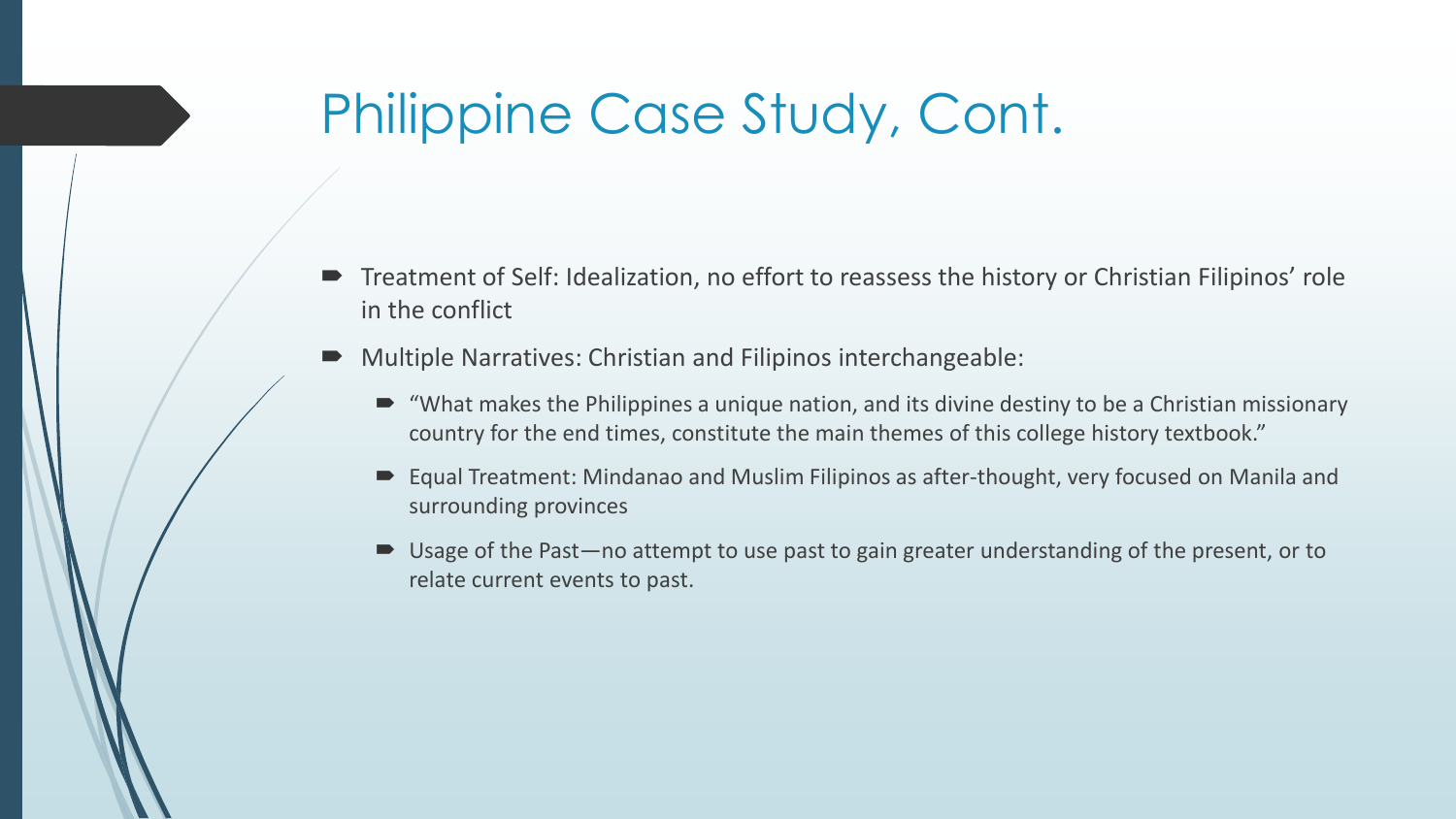# Philippine Case Study, Cont.

- Treatment of Self: Idealization, no effort to reassess the history or Christian Filipinos' role in the conflict
- Multiple Narratives: Christian and Filipinos interchangeable:
  - "What makes the Philippines a unique nation, and its divine destiny to be a Christian missionary country for the end times, constitute the main themes of this college history textbook."
  - Equal Treatment: Mindanao and Muslim Filipinos as after-thought, very focused on Manila and surrounding provinces
  - Usage of the Past—no attempt to use past to gain greater understanding of the present, or to relate current events to past.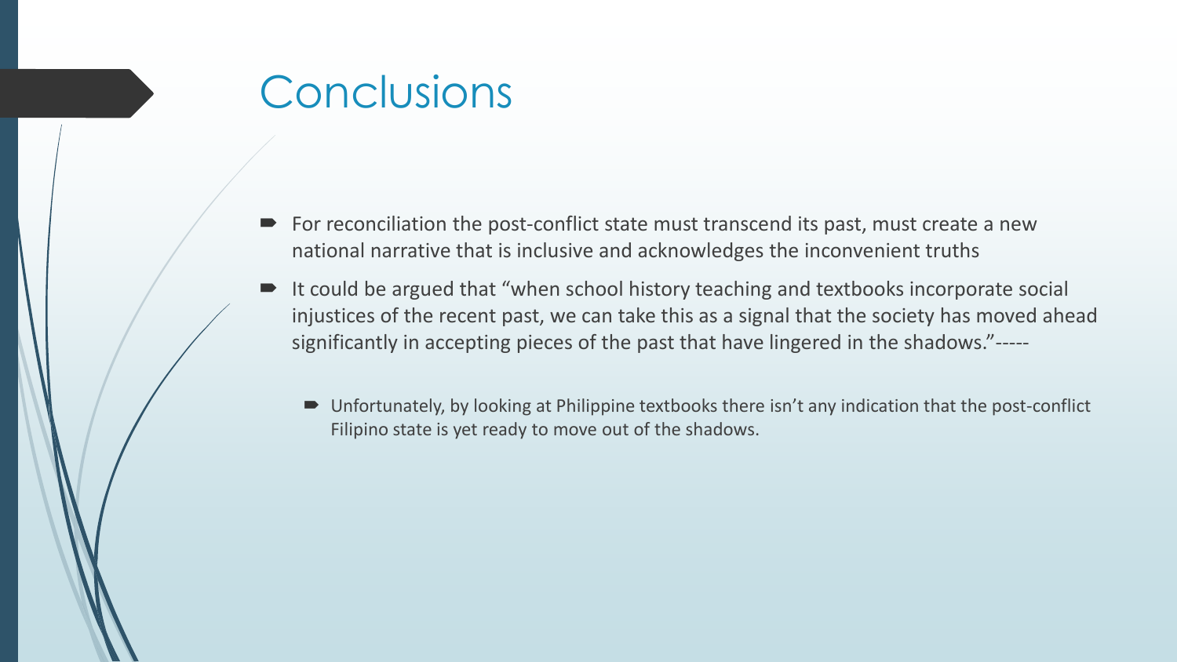# Conclusions

- For reconciliation the post-conflict state must transcend its past, must create a new national narrative that is inclusive and acknowledges the inconvenient truths
- It could be argued that "when school history teaching and textbooks incorporate social injustices of the recent past, we can take this as a signal that the society has moved ahead significantly in accepting pieces of the past that have lingered in the shadows."-----
  - Unfortunately, by looking at Philippine textbooks there isn't any indication that the post-conflict Filipino state is yet ready to move out of the shadows.